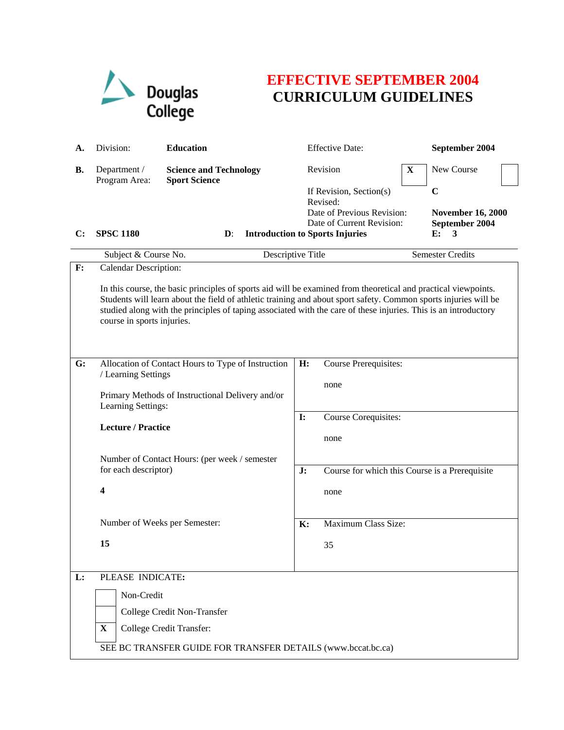Douglas College

# EFFECTIVE SEPTEMBER 2004
# CURRICULUM GUIDELINES

| | | | | |
|---|---|---|---|---|
| **A.** | Division: | **Education** | Effective Date: | **September 2004** |
| **B.** | Department / Program Area: | **Science and Technology Sport Science** | Revision **X** | New Course |
| | | | If Revision, Section(s) Revised: | **C** |
| | | | Date of Previous Revision: | **November 16, 2000** |
| | | | Date of Current Revision: | **September 2004** |

| **C:** | **D:** | **E:** |
|---|---|---|
| **SPSC 1180** | **Introduction to Sports Injuries** | **3** |
| Subject & Course No. | Descriptive Title | Semester Credits |

**F:** Calendar Description:

In this course, the basic principles of sports aid will be examined from theoretical and practical viewpoints. Students will learn about the field of athletic training and about sport safety. Common sports injuries will be studied along with the principles of taping associated with the care of these injuries. This is an introductory course in sports injuries.

**G:** Allocation of Contact Hours to Type of Instruction / Learning Settings

Primary Methods of Instructional Delivery and/or Learning Settings:

**Lecture / Practice**

Number of Contact Hours: (per week / semester for each descriptor)

**4**

Number of Weeks per Semester:

**15**

**H:** Course Prerequisites:

none

**I:** Course Corequisites:

none

**J:** Course for which this Course is a Prerequisite

none

**K:** Maximum Class Size:

35

**L:** PLEASE INDICATE**:**

- [ ] Non-Credit
- [ ] College Credit Non-Transfer
- [X] College Credit Transfer:

SEE BC TRANSFER GUIDE FOR TRANSFER DETAILS (www.bccat.bc.ca)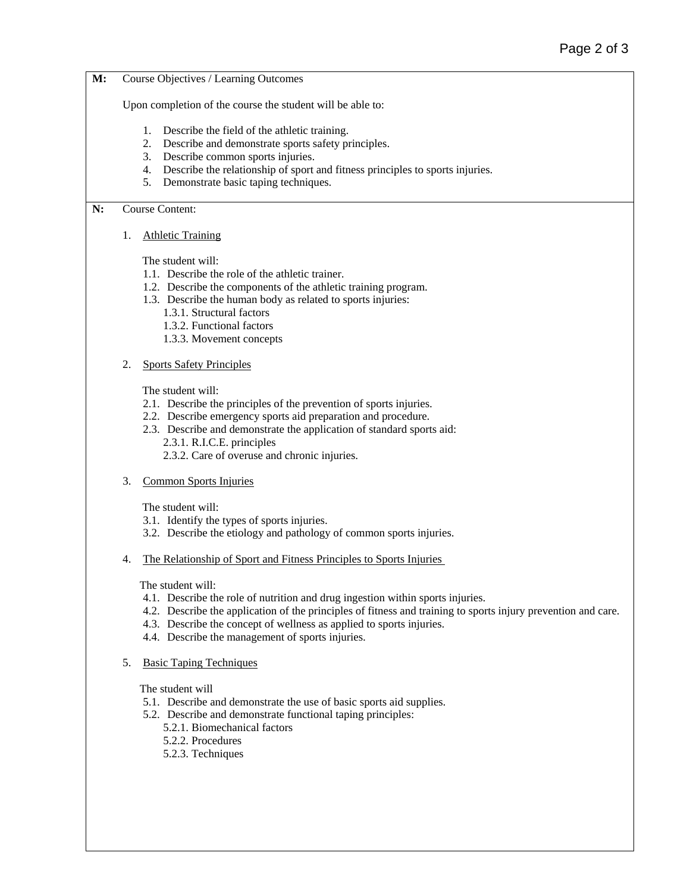**M:** Course Objectives / Learning Outcomes

Upon completion of the course the student will be able to:

1. Describe the field of the athletic training.
2. Describe and demonstrate sports safety principles.
3. Describe common sports injuries.
4. Describe the relationship of sport and fitness principles to sports injuries.
5. Demonstrate basic taping techniques.

**N:** Course Content:

1. <u>Athletic Training</u>

   The student will:

   1.1. Describe the role of the athletic trainer.
   1.2. Describe the components of the athletic training program.
   1.3. Describe the human body as related to sports injuries:
      1.3.1. Structural factors
      1.3.2. Functional factors
      1.3.3. Movement concepts

2. <u>Sports Safety Principles</u>

   The student will:

   2.1. Describe the principles of the prevention of sports injuries.
   2.2. Describe emergency sports aid preparation and procedure.
   2.3. Describe and demonstrate the application of standard sports aid:
      2.3.1. R.I.C.E. principles
      2.3.2. Care of overuse and chronic injuries.

3. <u>Common Sports Injuries</u>

   The student will:

   3.1. Identify the types of sports injuries.
   3.2. Describe the etiology and pathology of common sports injuries.

4. <u>The Relationship of Sport and Fitness Principles to Sports Injuries</u>

   The student will:

   4.1. Describe the role of nutrition and drug ingestion within sports injuries.
   4.2. Describe the application of the principles of fitness and training to sports injury prevention and care.
   4.3. Describe the concept of wellness as applied to sports injuries.
   4.4. Describe the management of sports injuries.

5. <u>Basic Taping Techniques</u>

   The student will

   5.1. Describe and demonstrate the use of basic sports aid supplies.
   5.2. Describe and demonstrate functional taping principles:
      5.2.1. Biomechanical factors
      5.2.2. Procedures
      5.2.3. Techniques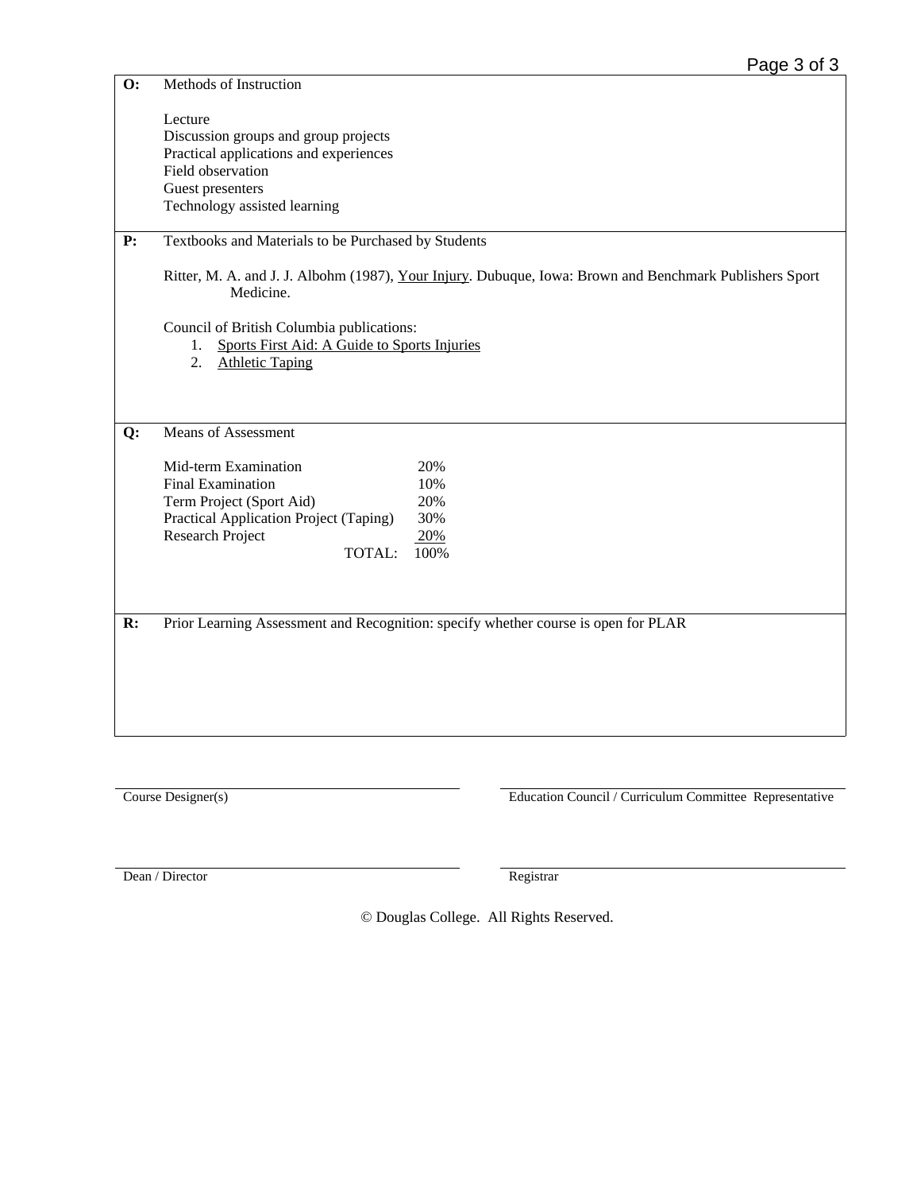**O:** Methods of Instruction

Lecture
Discussion groups and group projects
Practical applications and experiences
Field observation
Guest presenters
Technology assisted learning

**P:** Textbooks and Materials to be Purchased by Students

Ritter, M. A. and J. J. Albohm (1987), Your Injury. Dubuque, Iowa: Brown and Benchmark Publishers Sport Medicine.

Council of British Columbia publications:

1. Sports First Aid: A Guide to Sports Injuries
2. Athletic Taping

**Q:** Means of Assessment

| | |
|---|---|
| Mid-term Examination | 20% |
| Final Examination | 10% |
| Term Project (Sport Aid) | 20% |
| Practical Application Project (Taping) | 30% |
| Research Project | 20% |
| TOTAL: | 100% |

**R:** Prior Learning Assessment and Recognition: specify whether course is open for PLAR

Course Designer(s)

Education Council / Curriculum Committee Representative

Dean / Director

Registrar

© Douglas College. All Rights Reserved.